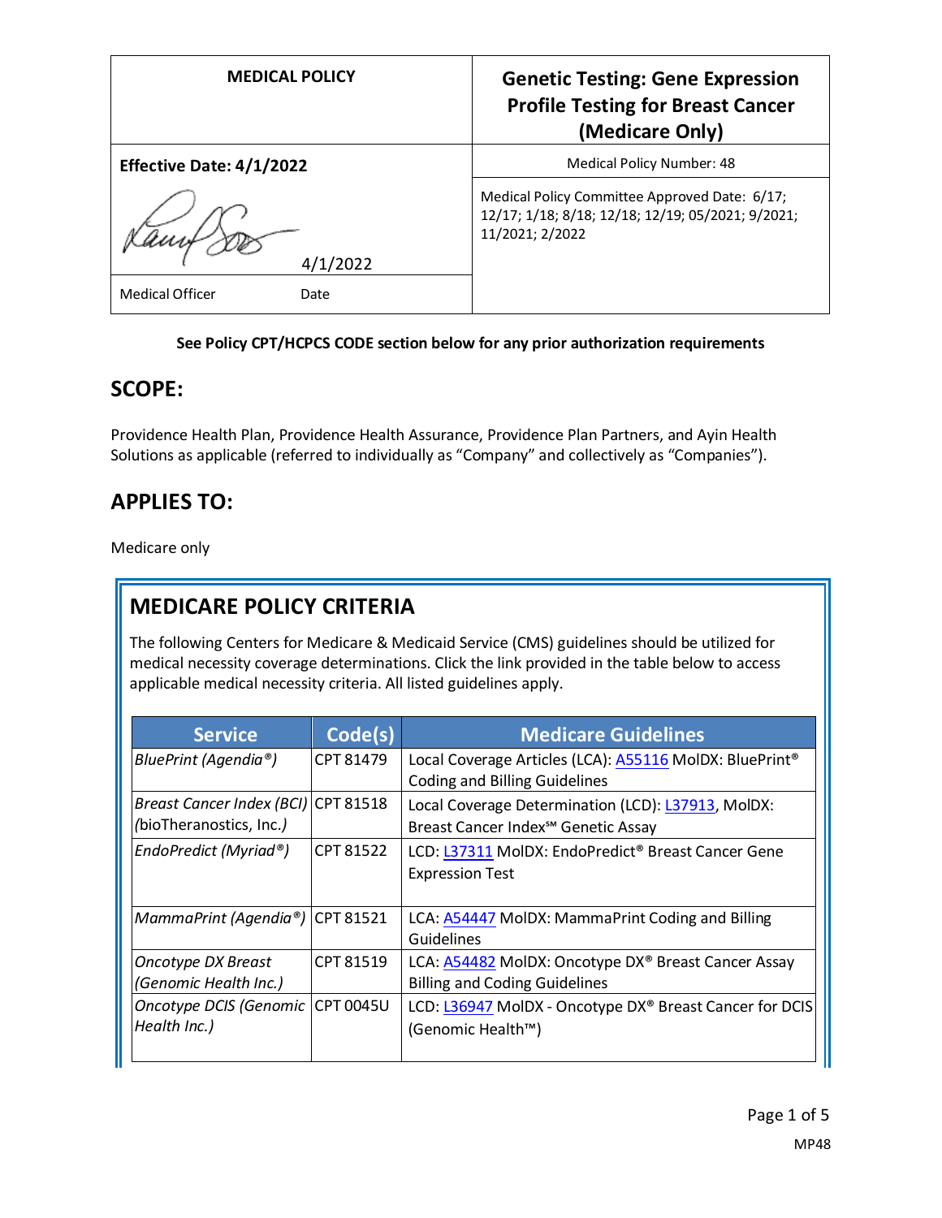| MEDICAL POLICY | Genetic Testing: Gene Expression Profile Testing for Breast Cancer (Medicare Only) |
|---|---|
| **Effective Date: 4/1/2022** | Medical Policy Number: 48 |
| 4/1/2022 | Medical Policy Committee Approved Date: 6/17; 12/17; 1/18; 8/18; 12/18; 12/19; 05/2021; 9/2021; 11/2021; 2/2022 |
| Medical Officer Date | |

**See Policy CPT/HCPCS CODE section below for any prior authorization requirements**

## SCOPE:

Providence Health Plan, Providence Health Assurance, Providence Plan Partners, and Ayin Health Solutions as applicable (referred to individually as "Company" and collectively as "Companies").

## APPLIES TO:

Medicare only

## MEDICARE POLICY CRITERIA

The following Centers for Medicare & Medicaid Service (CMS) guidelines should be utilized for medical necessity coverage determinations. Click the link provided in the table below to access applicable medical necessity criteria. All listed guidelines apply.

| Service | Code(s) | Medicare Guidelines |
|---|---|---|
| *BluePrint (Agendia®)* | CPT 81479 | Local Coverage Articles (LCA): A55116 MolDX: BluePrint® Coding and Billing Guidelines |
| *Breast Cancer Index (BCI) (bioTheranostics, Inc.)* | CPT 81518 | Local Coverage Determination (LCD): L37913, MolDX: Breast Cancer Index℠ Genetic Assay |
| *EndoPredict (Myriad®)* | CPT 81522 | LCD: L37311 MolDX: EndoPredict® Breast Cancer Gene Expression Test |
| *MammaPrint (Agendia®)* | CPT 81521 | LCA: A54447 MolDX: MammaPrint Coding and Billing Guidelines |
| *Oncotype DX Breast (Genomic Health Inc.)* | CPT 81519 | LCA: A54482 MolDX: Oncotype DX® Breast Cancer Assay Billing and Coding Guidelines |
| *Oncotype DCIS (Genomic Health Inc.)* | CPT 0045U | LCD: L36947 MolDX - Oncotype DX® Breast Cancer for DCIS (Genomic Health™) |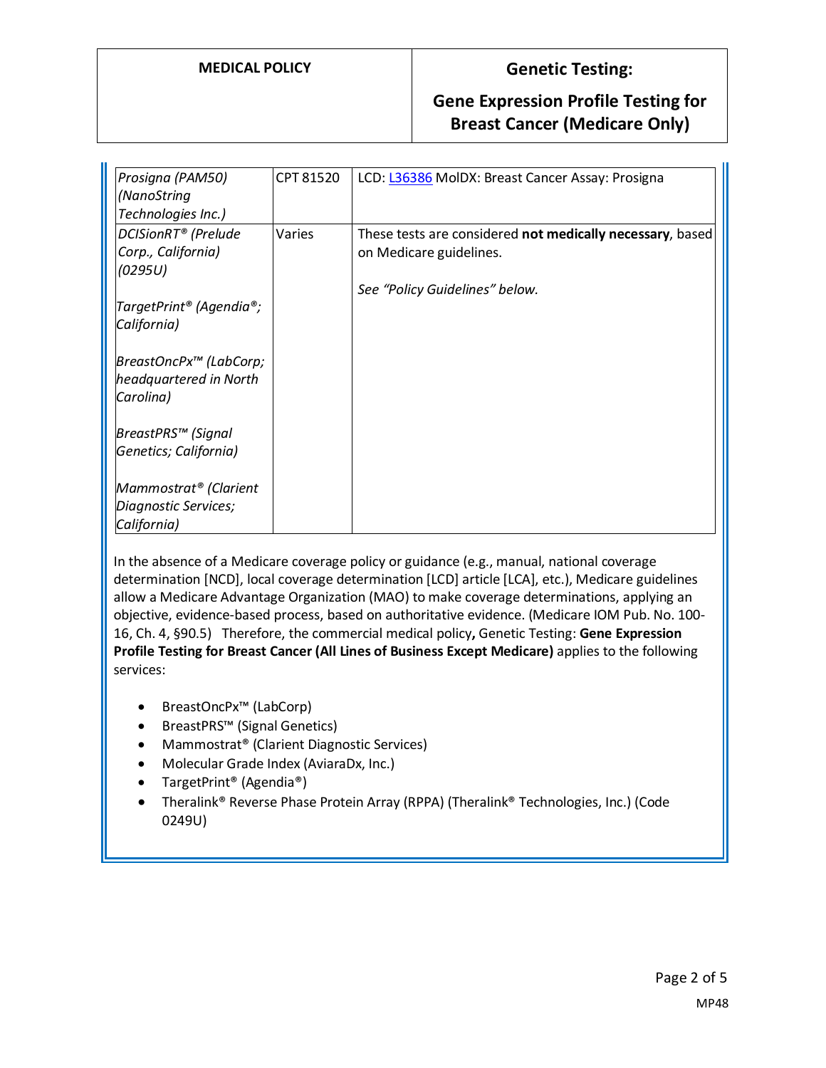| | | |
|---|---|---|
| *Prosigna (PAM50) (NanoString Technologies Inc.)* | CPT 81520 | LCD: L36386 MolDX: Breast Cancer Assay: Prosigna |
| *DCISionRT® (Prelude Corp., California) (0295U)*<br><br>*TargetPrint® (Agendia®; California)*<br><br>*BreastOncPx™ (LabCorp; headquartered in North Carolina)*<br><br>*BreastPRS™ (Signal Genetics; California)*<br><br>*Mammostrat® (Clarient Diagnostic Services; California)* | Varies | These tests are considered **not medically necessary**, based on Medicare guidelines.<br><br>*See "Policy Guidelines" below.* |

In the absence of a Medicare coverage policy or guidance (e.g., manual, national coverage determination [NCD], local coverage determination [LCD] article [LCA], etc.), Medicare guidelines allow a Medicare Advantage Organization (MAO) to make coverage determinations, applying an objective, evidence-based process, based on authoritative evidence. (Medicare IOM Pub. No. 100-16, Ch. 4, §90.5) Therefore, the commercial medical policy**,** Genetic Testing: **Gene Expression Profile Testing for Breast Cancer (All Lines of Business Except Medicare)** applies to the following services:

- BreastOncPx™ (LabCorp)
- BreastPRS™ (Signal Genetics)
- Mammostrat® (Clarient Diagnostic Services)
- Molecular Grade Index (AviaraDx, Inc.)
- TargetPrint® (Agendia®)
- Theralink® Reverse Phase Protein Array (RPPA) (Theralink® Technologies, Inc.) (Code 0249U)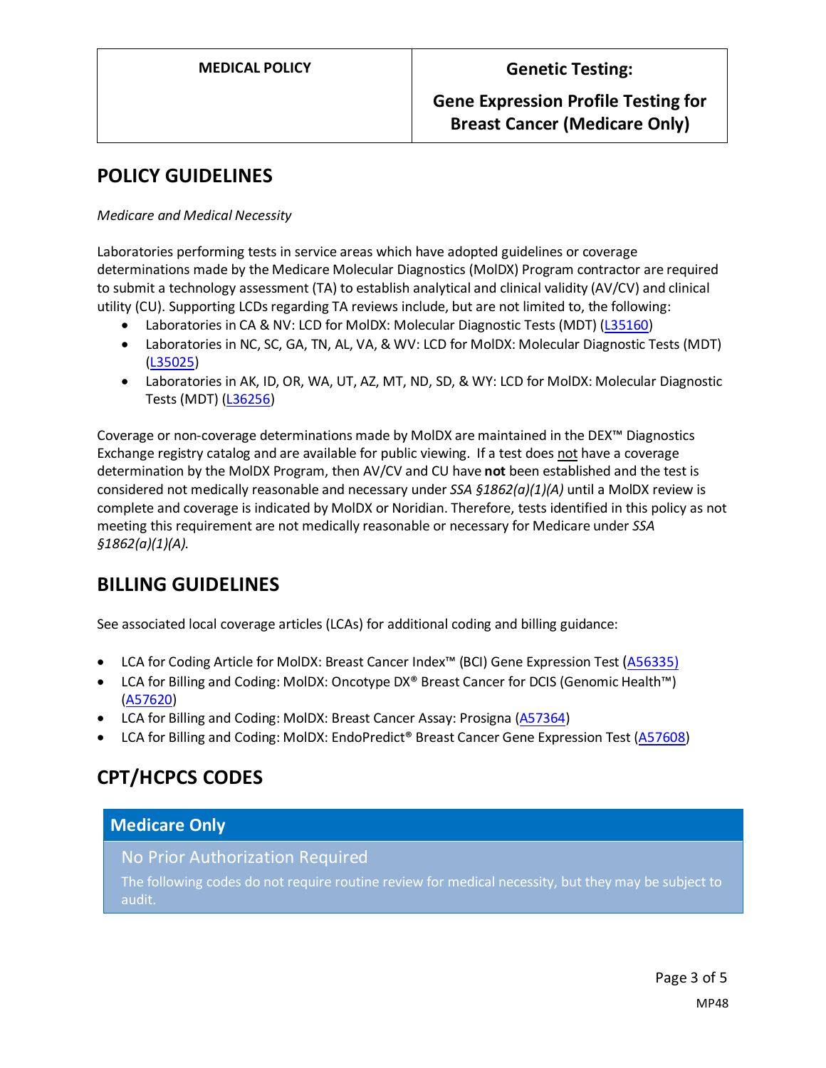## POLICY GUIDELINES

*Medicare and Medical Necessity*

Laboratories performing tests in service areas which have adopted guidelines or coverage determinations made by the Medicare Molecular Diagnostics (MolDX) Program contractor are required to submit a technology assessment (TA) to establish analytical and clinical validity (AV/CV) and clinical utility (CU). Supporting LCDs regarding TA reviews include, but are not limited to, the following:

- Laboratories in CA & NV: LCD for MolDX: Molecular Diagnostic Tests (MDT) (L35160)
- Laboratories in NC, SC, GA, TN, AL, VA, & WV: LCD for MolDX: Molecular Diagnostic Tests (MDT) (L35025)
- Laboratories in AK, ID, OR, WA, UT, AZ, MT, ND, SD, & WY: LCD for MolDX: Molecular Diagnostic Tests (MDT) (L36256)

Coverage or non-coverage determinations made by MolDX are maintained in the DEX™ Diagnostics Exchange registry catalog and are available for public viewing. If a test does not have a coverage determination by the MolDX Program, then AV/CV and CU have **not** been established and the test is considered not medically reasonable and necessary under *SSA §1862(a)(1)(A)* until a MolDX review is complete and coverage is indicated by MolDX or Noridian. Therefore, tests identified in this policy as not meeting this requirement are not medically reasonable or necessary for Medicare under *SSA §1862(a)(1)(A).*

## BILLING GUIDELINES

See associated local coverage articles (LCAs) for additional coding and billing guidance:

- LCA for Coding Article for MolDX: Breast Cancer Index™ (BCI) Gene Expression Test (A56335)
- LCA for Billing and Coding: MolDX: Oncotype DX® Breast Cancer for DCIS (Genomic Health™) (A57620)
- LCA for Billing and Coding: MolDX: Breast Cancer Assay: Prosigna (A57364)
- LCA for Billing and Coding: MolDX: EndoPredict® Breast Cancer Gene Expression Test (A57608)

## CPT/HCPCS CODES

| Medicare Only |
| --- |
| **No Prior Authorization Required**<br>The following codes do not require routine review for medical necessity, but they may be subject to audit. |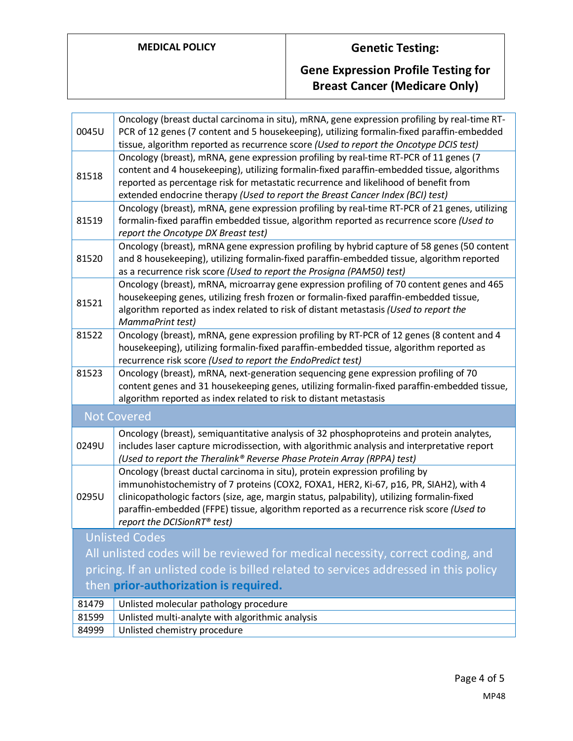| Code | Description |
| --- | --- |
| 0045U | Oncology (breast ductal carcinoma in situ), mRNA, gene expression profiling by real-time RT-PCR of 12 genes (7 content and 5 housekeeping), utilizing formalin-fixed paraffin-embedded tissue, algorithm reported as recurrence score *(Used to report the Oncotype DCIS test)* |
| 81518 | Oncology (breast), mRNA, gene expression profiling by real-time RT-PCR of 11 genes (7 content and 4 housekeeping), utilizing formalin-fixed paraffin-embedded tissue, algorithms reported as percentage risk for metastatic recurrence and likelihood of benefit from extended endocrine therapy *(Used to report the Breast Cancer Index (BCI) test)* |
| 81519 | Oncology (breast), mRNA, gene expression profiling by real-time RT-PCR of 21 genes, utilizing formalin-fixed paraffin embedded tissue, algorithm reported as recurrence score *(Used to report the Oncotype DX Breast test)* |
| 81520 | Oncology (breast), mRNA gene expression profiling by hybrid capture of 58 genes (50 content and 8 housekeeping), utilizing formalin-fixed paraffin-embedded tissue, algorithm reported as a recurrence risk score *(Used to report the Prosigna (PAM50) test)* |
| 81521 | Oncology (breast), mRNA, microarray gene expression profiling of 70 content genes and 465 housekeeping genes, utilizing fresh frozen or formalin-fixed paraffin-embedded tissue, algorithm reported as index related to risk of distant metastasis *(Used to report the MammaPrint test)* |
| 81522 | Oncology (breast), mRNA, gene expression profiling by RT-PCR of 12 genes (8 content and 4 housekeeping), utilizing formalin-fixed paraffin-embedded tissue, algorithm reported as recurrence risk score *(Used to report the EndoPredict test)* |
| 81523 | Oncology (breast), mRNA, next-generation sequencing gene expression profiling of 70 content genes and 31 housekeeping genes, utilizing formalin-fixed paraffin-embedded tissue, algorithm reported as index related to risk to distant metastasis |
| **Not Covered** | |
| 0249U | Oncology (breast), semiquantitative analysis of 32 phosphoproteins and protein analytes, includes laser capture microdissection, with algorithmic analysis and interpretative report *(Used to report the Theralink® Reverse Phase Protein Array (RPPA) test)* |
| 0295U | Oncology (breast ductal carcinoma in situ), protein expression profiling by immunohistochemistry of 7 proteins (COX2, FOXA1, HER2, Ki-67, p16, PR, SIAH2), with 4 clinicopathologic factors (size, age, margin status, palpability), utilizing formalin-fixed paraffin-embedded (FFPE) tissue, algorithm reported as a recurrence risk score *(Used to report the DCISionRT® test)* |
| **Unlisted Codes** All unlisted codes will be reviewed for medical necessity, correct coding, and pricing. If an unlisted code is billed related to services addressed in this policy then **prior-authorization is required.** | |
| 81479 | Unlisted molecular pathology procedure |
| 81599 | Unlisted multi-analyte with algorithmic analysis |
| 84999 | Unlisted chemistry procedure |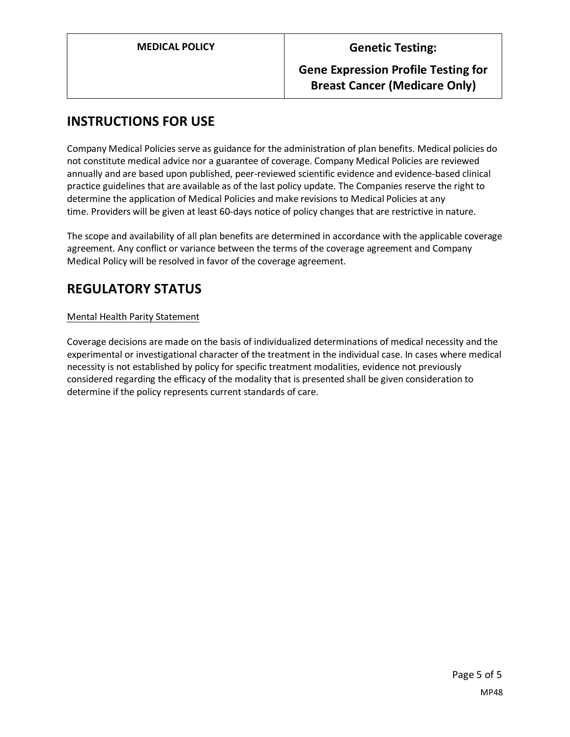## INSTRUCTIONS FOR USE

Company Medical Policies serve as guidance for the administration of plan benefits. Medical policies do not constitute medical advice nor a guarantee of coverage. Company Medical Policies are reviewed annually and are based upon published, peer-reviewed scientific evidence and evidence-based clinical practice guidelines that are available as of the last policy update. The Companies reserve the right to determine the application of Medical Policies and make revisions to Medical Policies at any time. Providers will be given at least 60-days notice of policy changes that are restrictive in nature.

The scope and availability of all plan benefits are determined in accordance with the applicable coverage agreement. Any conflict or variance between the terms of the coverage agreement and Company Medical Policy will be resolved in favor of the coverage agreement.

## REGULATORY STATUS

Mental Health Parity Statement

Coverage decisions are made on the basis of individualized determinations of medical necessity and the experimental or investigational character of the treatment in the individual case. In cases where medical necessity is not established by policy for specific treatment modalities, evidence not previously considered regarding the efficacy of the modality that is presented shall be given consideration to determine if the policy represents current standards of care.